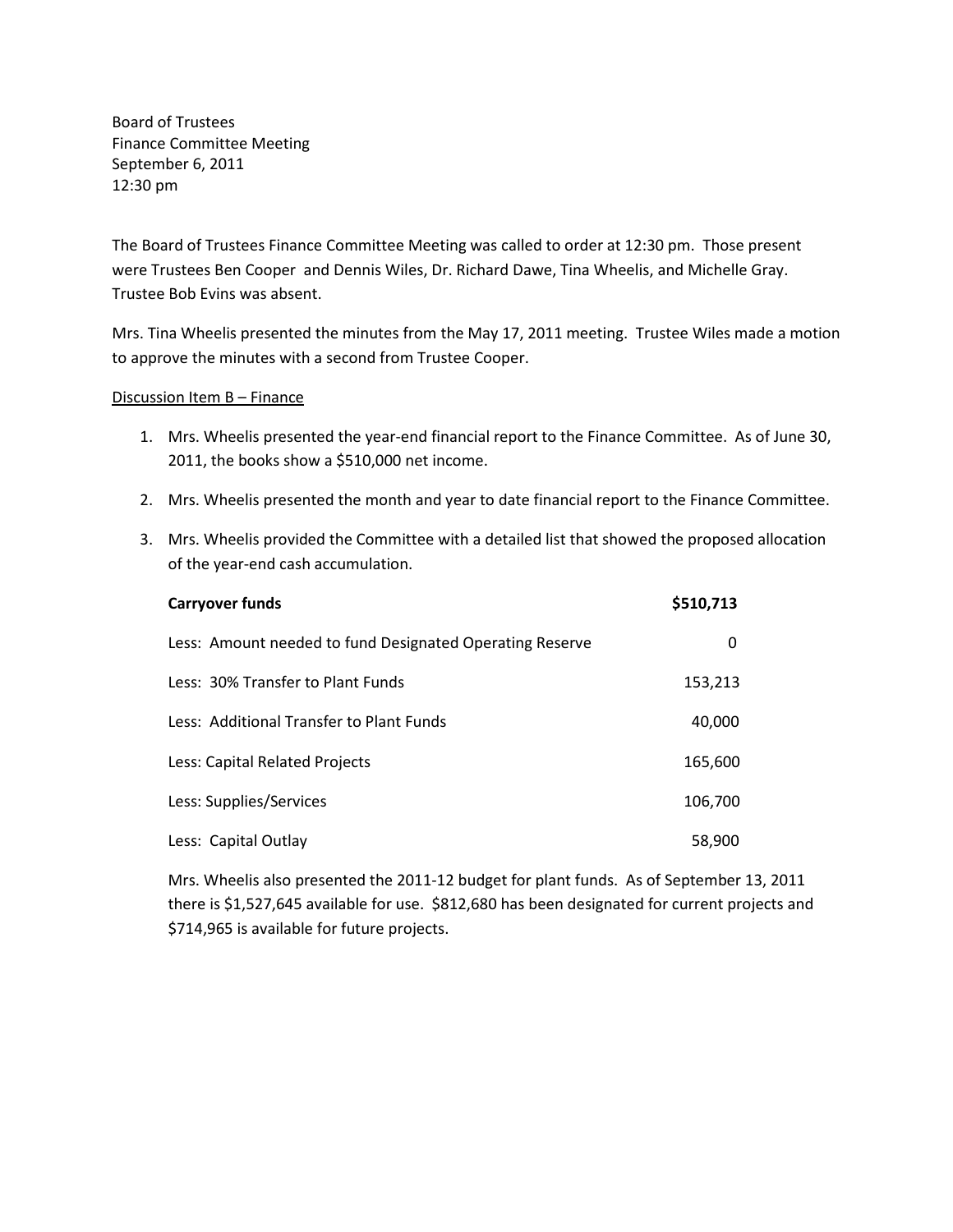Board of Trustees
Finance Committee Meeting
September 6, 2011
12:30 pm

The Board of Trustees Finance Committee Meeting was called to order at 12:30 pm. Those present were Trustees Ben Cooper and Dennis Wiles, Dr. Richard Dawe, Tina Wheelis, and Michelle Gray. Trustee Bob Evins was absent.

Mrs. Tina Wheelis presented the minutes from the May 17, 2011 meeting. Trustee Wiles made a motion to approve the minutes with a second from Trustee Cooper.

<u>Discussion Item B – Finance</u>

1. Mrs. Wheelis presented the year-end financial report to the Finance Committee. As of June 30, 2011, the books show a $510,000 net income.

2. Mrs. Wheelis presented the month and year to date financial report to the Finance Committee.

3. Mrs. Wheelis provided the Committee with a detailed list that showed the proposed allocation of the year-end cash accumulation.

| **Carryover funds** | **$510,713** |
|---|---|
| Less: Amount needed to fund Designated Operating Reserve | 0 |
| Less: 30% Transfer to Plant Funds | 153,213 |
| Less: Additional Transfer to Plant Funds | 40,000 |
| Less: Capital Related Projects | 165,600 |
| Less: Supplies/Services | 106,700 |
| Less: Capital Outlay | 58,900 |

Mrs. Wheelis also presented the 2011-12 budget for plant funds. As of September 13, 2011 there is $1,527,645 available for use. $812,680 has been designated for current projects and $714,965 is available for future projects.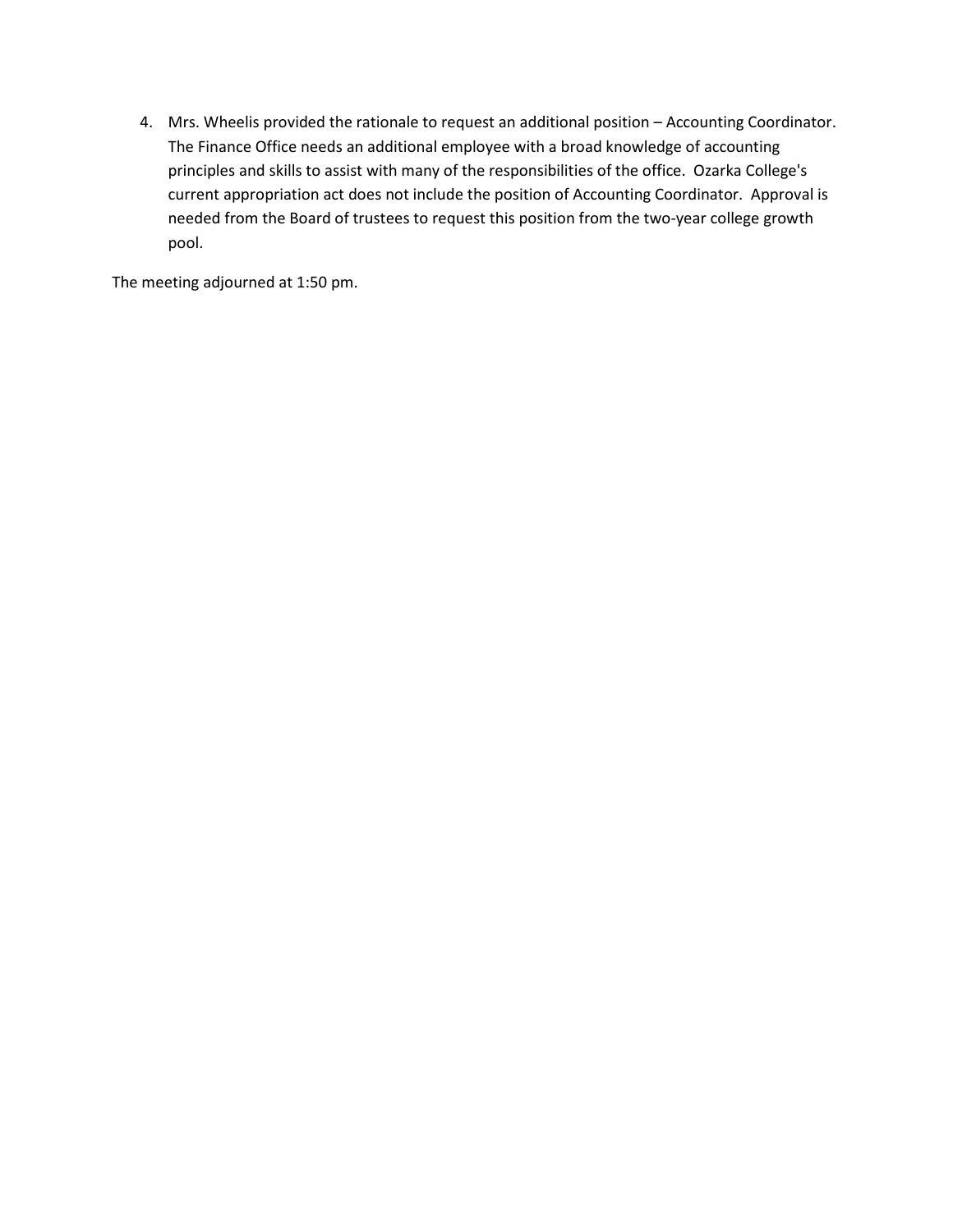4. Mrs. Wheelis provided the rationale to request an additional position – Accounting Coordinator. The Finance Office needs an additional employee with a broad knowledge of accounting principles and skills to assist with many of the responsibilities of the office. Ozarka College's current appropriation act does not include the position of Accounting Coordinator. Approval is needed from the Board of trustees to request this position from the two-year college growth pool.

The meeting adjourned at 1:50 pm.